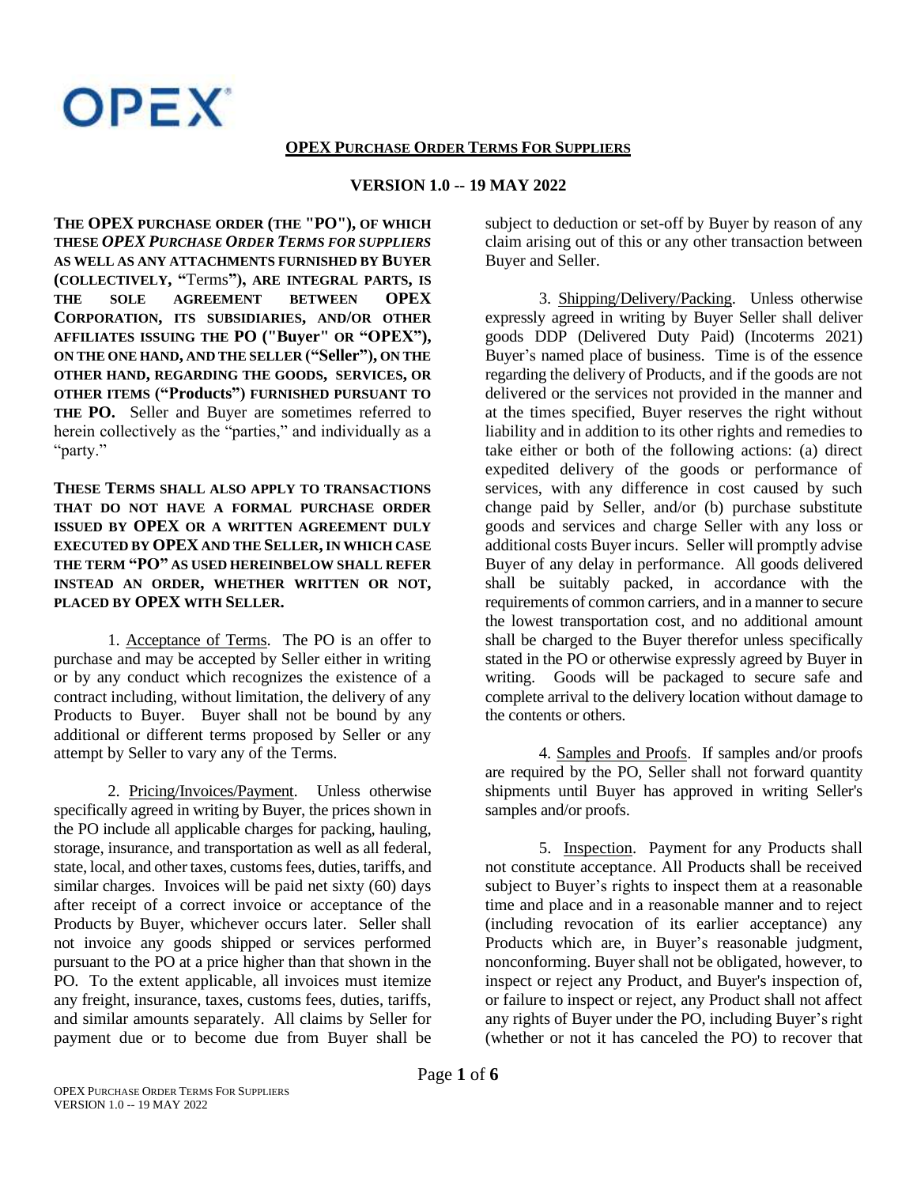OPEX

**OPEX PURCHASE ORDER TERMS FOR SUPPLIERS**

**VERSION 1.0 -- 19 MAY 2022**

**THE OPEX PURCHASE ORDER (THE "PO"), OF WHICH THESE *OPEX PURCHASE ORDER TERMS FOR SUPPLIERS* AS WELL AS ANY ATTACHMENTS FURNISHED BY BUYER (COLLECTIVELY, "Terms"), ARE INTEGRAL PARTS, IS THE SOLE AGREEMENT BETWEEN OPEX CORPORATION, ITS SUBSIDIARIES, AND/OR OTHER AFFILIATES ISSUING THE PO ("Buyer" OR "OPEX"), ON THE ONE HAND, AND THE SELLER ("Seller"), ON THE OTHER HAND, REGARDING THE GOODS, SERVICES, OR OTHER ITEMS ("Products") FURNISHED PURSUANT TO THE PO.** Seller and Buyer are sometimes referred to herein collectively as the "parties," and individually as a "party."

**THESE TERMS SHALL ALSO APPLY TO TRANSACTIONS THAT DO NOT HAVE A FORMAL PURCHASE ORDER ISSUED BY OPEX OR A WRITTEN AGREEMENT DULY EXECUTED BY OPEX AND THE SELLER, IN WHICH CASE THE TERM "PO" AS USED HEREINBELOW SHALL REFER INSTEAD AN ORDER, WHETHER WRITTEN OR NOT, PLACED BY OPEX WITH SELLER.**

1. Acceptance of Terms. The PO is an offer to purchase and may be accepted by Seller either in writing or by any conduct which recognizes the existence of a contract including, without limitation, the delivery of any Products to Buyer. Buyer shall not be bound by any additional or different terms proposed by Seller or any attempt by Seller to vary any of the Terms.

2. Pricing/Invoices/Payment. Unless otherwise specifically agreed in writing by Buyer, the prices shown in the PO include all applicable charges for packing, hauling, storage, insurance, and transportation as well as all federal, state, local, and other taxes, customs fees, duties, tariffs, and similar charges. Invoices will be paid net sixty (60) days after receipt of a correct invoice or acceptance of the Products by Buyer, whichever occurs later. Seller shall not invoice any goods shipped or services performed pursuant to the PO at a price higher than that shown in the PO. To the extent applicable, all invoices must itemize any freight, insurance, taxes, customs fees, duties, tariffs, and similar amounts separately. All claims by Seller for payment due or to become due from Buyer shall be subject to deduction or set-off by Buyer by reason of any claim arising out of this or any other transaction between Buyer and Seller.

3. Shipping/Delivery/Packing. Unless otherwise expressly agreed in writing by Buyer Seller shall deliver goods DDP (Delivered Duty Paid) (Incoterms 2021) Buyer's named place of business. Time is of the essence regarding the delivery of Products, and if the goods are not delivered or the services not provided in the manner and at the times specified, Buyer reserves the right without liability and in addition to its other rights and remedies to take either or both of the following actions: (a) direct expedited delivery of the goods or performance of services, with any difference in cost caused by such change paid by Seller, and/or (b) purchase substitute goods and services and charge Seller with any loss or additional costs Buyer incurs. Seller will promptly advise Buyer of any delay in performance. All goods delivered shall be suitably packed, in accordance with the requirements of common carriers, and in a manner to secure the lowest transportation cost, and no additional amount shall be charged to the Buyer therefor unless specifically stated in the PO or otherwise expressly agreed by Buyer in writing. Goods will be packaged to secure safe and complete arrival to the delivery location without damage to the contents or others.

4. Samples and Proofs. If samples and/or proofs are required by the PO, Seller shall not forward quantity shipments until Buyer has approved in writing Seller's samples and/or proofs.

5. Inspection. Payment for any Products shall not constitute acceptance. All Products shall be received subject to Buyer's rights to inspect them at a reasonable time and place and in a reasonable manner and to reject (including revocation of its earlier acceptance) any Products which are, in Buyer's reasonable judgment, nonconforming. Buyer shall not be obligated, however, to inspect or reject any Product, and Buyer's inspection of, or failure to inspect or reject, any Product shall not affect any rights of Buyer under the PO, including Buyer's right (whether or not it has canceled the PO) to recover that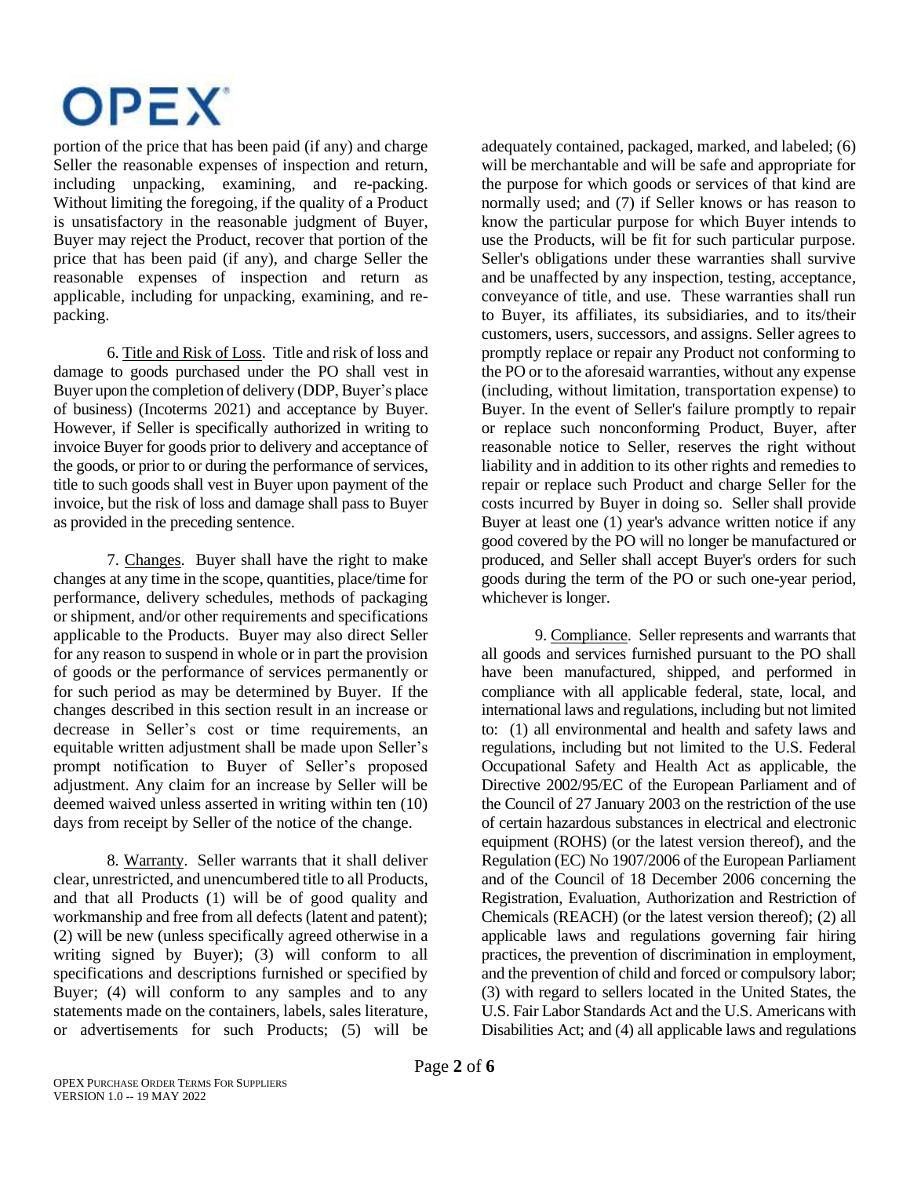portion of the price that has been paid (if any) and charge Seller the reasonable expenses of inspection and return, including unpacking, examining, and re-packing. Without limiting the foregoing, if the quality of a Product is unsatisfactory in the reasonable judgment of Buyer, Buyer may reject the Product, recover that portion of the price that has been paid (if any), and charge Seller the reasonable expenses of inspection and return as applicable, including for unpacking, examining, and re-packing.

6. Title and Risk of Loss. Title and risk of loss and damage to goods purchased under the PO shall vest in Buyer upon the completion of delivery (DDP, Buyer's place of business) (Incoterms 2021) and acceptance by Buyer. However, if Seller is specifically authorized in writing to invoice Buyer for goods prior to delivery and acceptance of the goods, or prior to or during the performance of services, title to such goods shall vest in Buyer upon payment of the invoice, but the risk of loss and damage shall pass to Buyer as provided in the preceding sentence.

7. Changes. Buyer shall have the right to make changes at any time in the scope, quantities, place/time for performance, delivery schedules, methods of packaging or shipment, and/or other requirements and specifications applicable to the Products. Buyer may also direct Seller for any reason to suspend in whole or in part the provision of goods or the performance of services permanently or for such period as may be determined by Buyer. If the changes described in this section result in an increase or decrease in Seller's cost or time requirements, an equitable written adjustment shall be made upon Seller's prompt notification to Buyer of Seller's proposed adjustment. Any claim for an increase by Seller will be deemed waived unless asserted in writing within ten (10) days from receipt by Seller of the notice of the change.

8. Warranty. Seller warrants that it shall deliver clear, unrestricted, and unencumbered title to all Products, and that all Products (1) will be of good quality and workmanship and free from all defects (latent and patent); (2) will be new (unless specifically agreed otherwise in a writing signed by Buyer); (3) will conform to all specifications and descriptions furnished or specified by Buyer; (4) will conform to any samples and to any statements made on the containers, labels, sales literature, or advertisements for such Products; (5) will be adequately contained, packaged, marked, and labeled; (6) will be merchantable and will be safe and appropriate for the purpose for which goods or services of that kind are normally used; and (7) if Seller knows or has reason to know the particular purpose for which Buyer intends to use the Products, will be fit for such particular purpose. Seller's obligations under these warranties shall survive and be unaffected by any inspection, testing, acceptance, conveyance of title, and use. These warranties shall run to Buyer, its affiliates, its subsidiaries, and to its/their customers, users, successors, and assigns. Seller agrees to promptly replace or repair any Product not conforming to the PO or to the aforesaid warranties, without any expense (including, without limitation, transportation expense) to Buyer. In the event of Seller's failure promptly to repair or replace such nonconforming Product, Buyer, after reasonable notice to Seller, reserves the right without liability and in addition to its other rights and remedies to repair or replace such Product and charge Seller for the costs incurred by Buyer in doing so. Seller shall provide Buyer at least one (1) year's advance written notice if any good covered by the PO will no longer be manufactured or produced, and Seller shall accept Buyer's orders for such goods during the term of the PO or such one-year period, whichever is longer.

9. Compliance. Seller represents and warrants that all goods and services furnished pursuant to the PO shall have been manufactured, shipped, and performed in compliance with all applicable federal, state, local, and international laws and regulations, including but not limited to: (1) all environmental and health and safety laws and regulations, including but not limited to the U.S. Federal Occupational Safety and Health Act as applicable, the Directive 2002/95/EC of the European Parliament and of the Council of 27 January 2003 on the restriction of the use of certain hazardous substances in electrical and electronic equipment (ROHS) (or the latest version thereof), and the Regulation (EC) No 1907/2006 of the European Parliament and of the Council of 18 December 2006 concerning the Registration, Evaluation, Authorization and Restriction of Chemicals (REACH) (or the latest version thereof); (2) all applicable laws and regulations governing fair hiring practices, the prevention of discrimination in employment, and the prevention of child and forced or compulsory labor; (3) with regard to sellers located in the United States, the U.S. Fair Labor Standards Act and the U.S. Americans with Disabilities Act; and (4) all applicable laws and regulations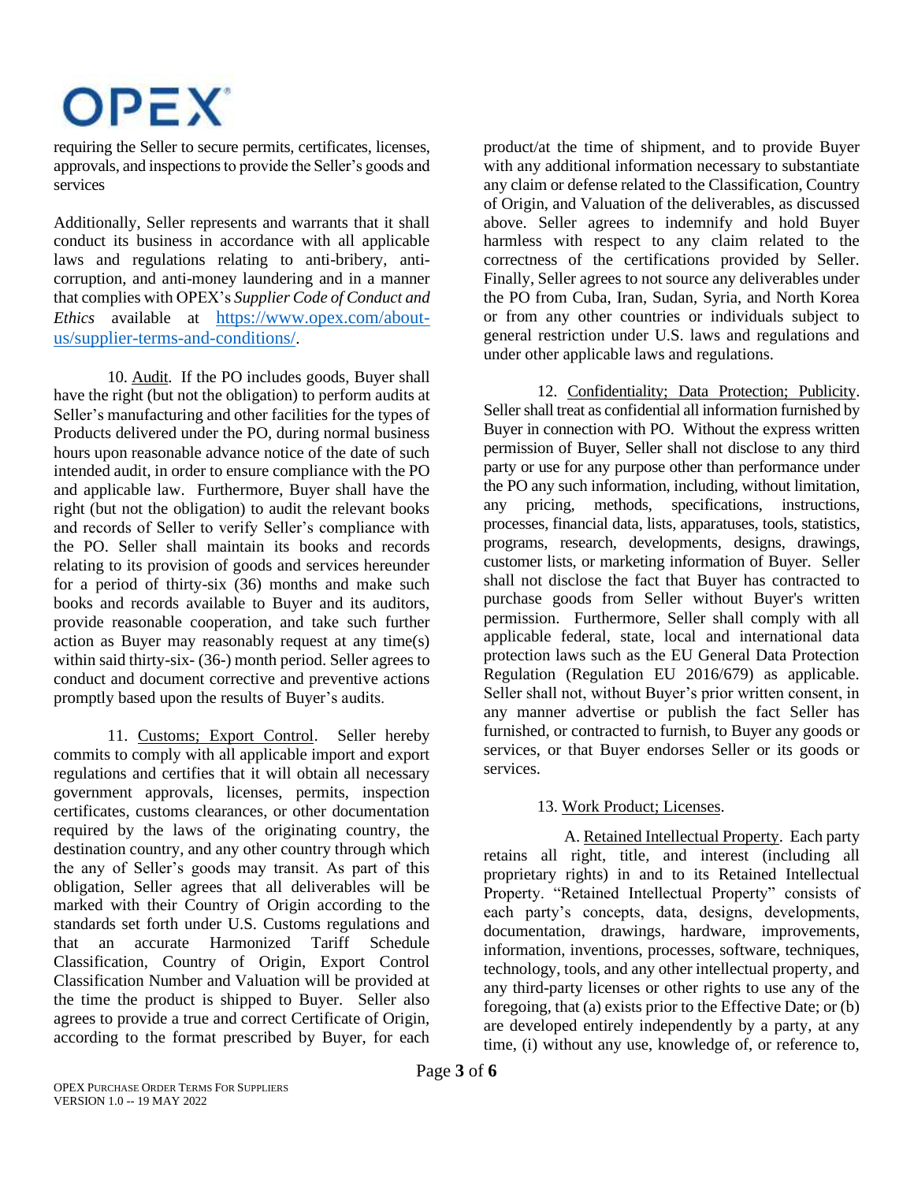requiring the Seller to secure permits, certificates, licenses, approvals, and inspections to provide the Seller's goods and services

Additionally, Seller represents and warrants that it shall conduct its business in accordance with all applicable laws and regulations relating to anti-bribery, anti-corruption, and anti-money laundering and in a manner that complies with OPEX's *Supplier Code of Conduct and Ethics* available at [https://www.opex.com/about-us/supplier-terms-and-conditions/](https://www.opex.com/about-us/supplier-terms-and-conditions/).

10. Audit. If the PO includes goods, Buyer shall have the right (but not the obligation) to perform audits at Seller's manufacturing and other facilities for the types of Products delivered under the PO, during normal business hours upon reasonable advance notice of the date of such intended audit, in order to ensure compliance with the PO and applicable law. Furthermore, Buyer shall have the right (but not the obligation) to audit the relevant books and records of Seller to verify Seller's compliance with the PO. Seller shall maintain its books and records relating to its provision of goods and services hereunder for a period of thirty-six (36) months and make such books and records available to Buyer and its auditors, provide reasonable cooperation, and take such further action as Buyer may reasonably request at any time(s) within said thirty-six- (36-) month period. Seller agrees to conduct and document corrective and preventive actions promptly based upon the results of Buyer's audits.

11. Customs; Export Control. Seller hereby commits to comply with all applicable import and export regulations and certifies that it will obtain all necessary government approvals, licenses, permits, inspection certificates, customs clearances, or other documentation required by the laws of the originating country, the destination country, and any other country through which the any of Seller's goods may transit. As part of this obligation, Seller agrees that all deliverables will be marked with their Country of Origin according to the standards set forth under U.S. Customs regulations and that an accurate Harmonized Tariff Schedule Classification, Country of Origin, Export Control Classification Number and Valuation will be provided at the time the product is shipped to Buyer. Seller also agrees to provide a true and correct Certificate of Origin, according to the format prescribed by Buyer, for each product/at the time of shipment, and to provide Buyer with any additional information necessary to substantiate any claim or defense related to the Classification, Country of Origin, and Valuation of the deliverables, as discussed above. Seller agrees to indemnify and hold Buyer harmless with respect to any claim related to the correctness of the certifications provided by Seller. Finally, Seller agrees to not source any deliverables under the PO from Cuba, Iran, Sudan, Syria, and North Korea or from any other countries or individuals subject to general restriction under U.S. laws and regulations and under other applicable laws and regulations.

12. Confidentiality; Data Protection; Publicity. Seller shall treat as confidential all information furnished by Buyer in connection with PO. Without the express written permission of Buyer, Seller shall not disclose to any third party or use for any purpose other than performance under the PO any such information, including, without limitation, any pricing, methods, specifications, instructions, processes, financial data, lists, apparatuses, tools, statistics, programs, research, developments, designs, drawings, customer lists, or marketing information of Buyer. Seller shall not disclose the fact that Buyer has contracted to purchase goods from Seller without Buyer's written permission. Furthermore, Seller shall comply with all applicable federal, state, local and international data protection laws such as the EU General Data Protection Regulation (Regulation EU 2016/679) as applicable. Seller shall not, without Buyer's prior written consent, in any manner advertise or publish the fact Seller has furnished, or contracted to furnish, to Buyer any goods or services, or that Buyer endorses Seller or its goods or services.

13. Work Product; Licenses.

A. Retained Intellectual Property. Each party retains all right, title, and interest (including all proprietary rights) in and to its Retained Intellectual Property. "Retained Intellectual Property" consists of each party's concepts, data, designs, developments, documentation, drawings, hardware, improvements, information, inventions, processes, software, techniques, technology, tools, and any other intellectual property, and any third-party licenses or other rights to use any of the foregoing, that (a) exists prior to the Effective Date; or (b) are developed entirely independently by a party, at any time, (i) without any use, knowledge of, or reference to,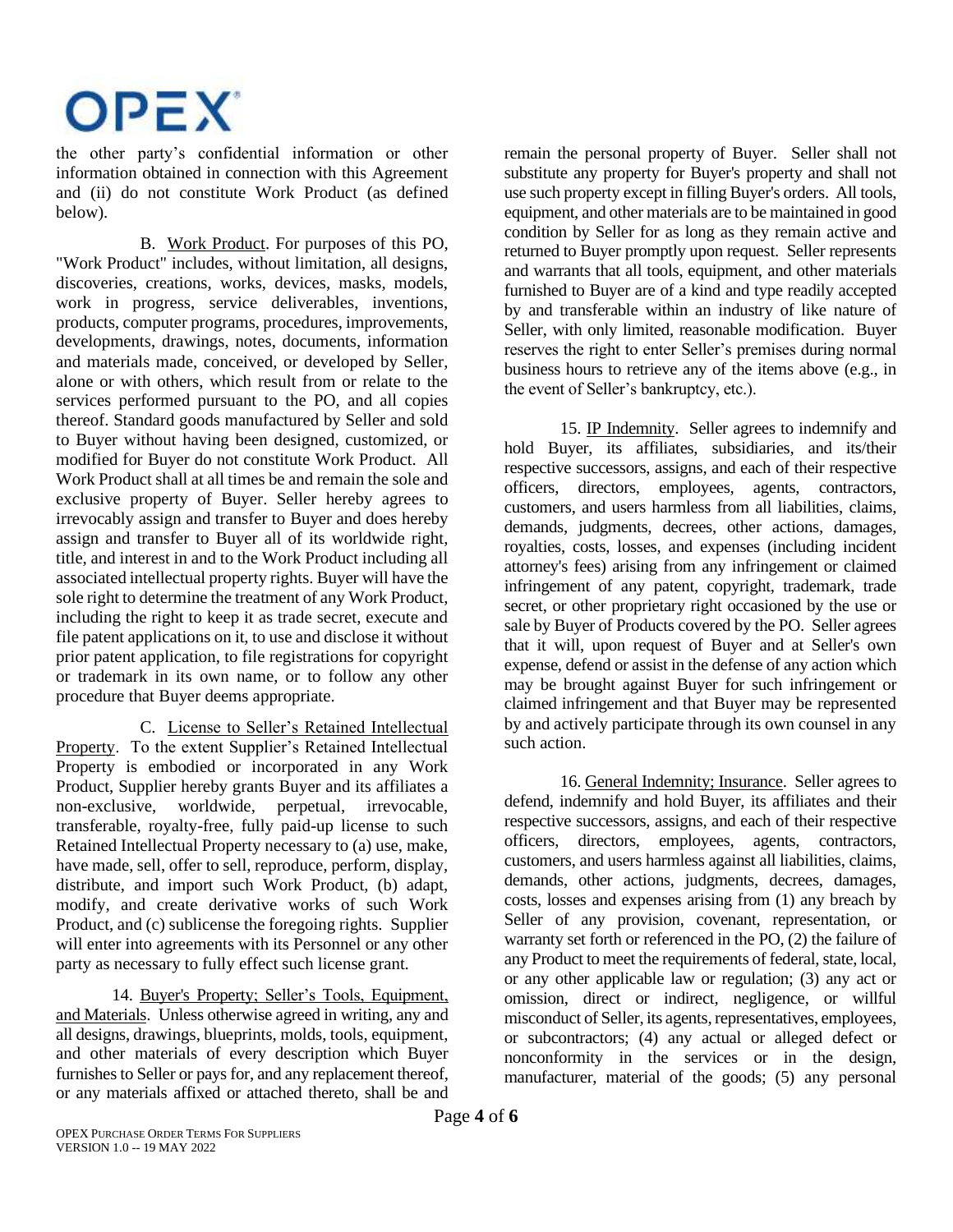the other party's confidential information or other information obtained in connection with this Agreement and (ii) do not constitute Work Product (as defined below).

B. Work Product. For purposes of this PO, "Work Product" includes, without limitation, all designs, discoveries, creations, works, devices, masks, models, work in progress, service deliverables, inventions, products, computer programs, procedures, improvements, developments, drawings, notes, documents, information and materials made, conceived, or developed by Seller, alone or with others, which result from or relate to the services performed pursuant to the PO, and all copies thereof. Standard goods manufactured by Seller and sold to Buyer without having been designed, customized, or modified for Buyer do not constitute Work Product. All Work Product shall at all times be and remain the sole and exclusive property of Buyer. Seller hereby agrees to irrevocably assign and transfer to Buyer and does hereby assign and transfer to Buyer all of its worldwide right, title, and interest in and to the Work Product including all associated intellectual property rights. Buyer will have the sole right to determine the treatment of any Work Product, including the right to keep it as trade secret, execute and file patent applications on it, to use and disclose it without prior patent application, to file registrations for copyright or trademark in its own name, or to follow any other procedure that Buyer deems appropriate.

C. License to Seller's Retained Intellectual Property. To the extent Supplier's Retained Intellectual Property is embodied or incorporated in any Work Product, Supplier hereby grants Buyer and its affiliates a non-exclusive, worldwide, perpetual, irrevocable, transferable, royalty-free, fully paid-up license to such Retained Intellectual Property necessary to (a) use, make, have made, sell, offer to sell, reproduce, perform, display, distribute, and import such Work Product, (b) adapt, modify, and create derivative works of such Work Product, and (c) sublicense the foregoing rights. Supplier will enter into agreements with its Personnel or any other party as necessary to fully effect such license grant.

14. Buyer's Property; Seller's Tools, Equipment, and Materials. Unless otherwise agreed in writing, any and all designs, drawings, blueprints, molds, tools, equipment, and other materials of every description which Buyer furnishes to Seller or pays for, and any replacement thereof, or any materials affixed or attached thereto, shall be and remain the personal property of Buyer. Seller shall not substitute any property for Buyer's property and shall not use such property except in filling Buyer's orders. All tools, equipment, and other materials are to be maintained in good condition by Seller for as long as they remain active and returned to Buyer promptly upon request. Seller represents and warrants that all tools, equipment, and other materials furnished to Buyer are of a kind and type readily accepted by and transferable within an industry of like nature of Seller, with only limited, reasonable modification. Buyer reserves the right to enter Seller's premises during normal business hours to retrieve any of the items above (e.g., in the event of Seller's bankruptcy, etc.).

15. IP Indemnity. Seller agrees to indemnify and hold Buyer, its affiliates, subsidiaries, and its/their respective successors, assigns, and each of their respective officers, directors, employees, agents, contractors, customers, and users harmless from all liabilities, claims, demands, judgments, decrees, other actions, damages, royalties, costs, losses, and expenses (including incident attorney's fees) arising from any infringement or claimed infringement of any patent, copyright, trademark, trade secret, or other proprietary right occasioned by the use or sale by Buyer of Products covered by the PO. Seller agrees that it will, upon request of Buyer and at Seller's own expense, defend or assist in the defense of any action which may be brought against Buyer for such infringement or claimed infringement and that Buyer may be represented by and actively participate through its own counsel in any such action.

16. General Indemnity; Insurance. Seller agrees to defend, indemnify and hold Buyer, its affiliates and their respective successors, assigns, and each of their respective officers, directors, employees, agents, contractors, customers, and users harmless against all liabilities, claims, demands, other actions, judgments, decrees, damages, costs, losses and expenses arising from (1) any breach by Seller of any provision, covenant, representation, or warranty set forth or referenced in the PO, (2) the failure of any Product to meet the requirements of federal, state, local, or any other applicable law or regulation; (3) any act or omission, direct or indirect, negligence, or willful misconduct of Seller, its agents, representatives, employees, or subcontractors; (4) any actual or alleged defect or nonconformity in the services or in the design, manufacturer, material of the goods; (5) any personal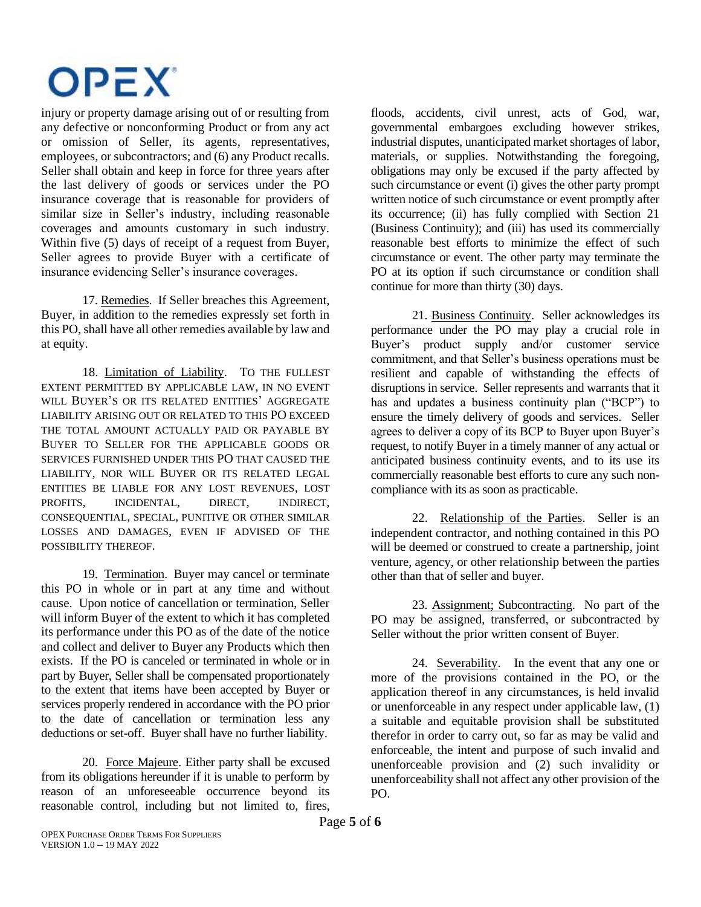injury or property damage arising out of or resulting from any defective or nonconforming Product or from any act or omission of Seller, its agents, representatives, employees, or subcontractors; and (6) any Product recalls. Seller shall obtain and keep in force for three years after the last delivery of goods or services under the PO insurance coverage that is reasonable for providers of similar size in Seller's industry, including reasonable coverages and amounts customary in such industry. Within five (5) days of receipt of a request from Buyer, Seller agrees to provide Buyer with a certificate of insurance evidencing Seller's insurance coverages.

17. Remedies. If Seller breaches this Agreement, Buyer, in addition to the remedies expressly set forth in this PO, shall have all other remedies available by law and at equity.

18. Limitation of Liability. TO THE FULLEST EXTENT PERMITTED BY APPLICABLE LAW, IN NO EVENT WILL BUYER'S OR ITS RELATED ENTITIES' AGGREGATE LIABILITY ARISING OUT OR RELATED TO THIS PO EXCEED THE TOTAL AMOUNT ACTUALLY PAID OR PAYABLE BY BUYER TO SELLER FOR THE APPLICABLE GOODS OR SERVICES FURNISHED UNDER THIS PO THAT CAUSED THE LIABILITY, NOR WILL BUYER OR ITS RELATED LEGAL ENTITIES BE LIABLE FOR ANY LOST REVENUES, LOST PROFITS, INCIDENTAL, DIRECT, INDIRECT, CONSEQUENTIAL, SPECIAL, PUNITIVE OR OTHER SIMILAR LOSSES AND DAMAGES, EVEN IF ADVISED OF THE POSSIBILITY THEREOF.

19. Termination. Buyer may cancel or terminate this PO in whole or in part at any time and without cause. Upon notice of cancellation or termination, Seller will inform Buyer of the extent to which it has completed its performance under this PO as of the date of the notice and collect and deliver to Buyer any Products which then exists. If the PO is canceled or terminated in whole or in part by Buyer, Seller shall be compensated proportionately to the extent that items have been accepted by Buyer or services properly rendered in accordance with the PO prior to the date of cancellation or termination less any deductions or set-off. Buyer shall have no further liability.

20. Force Majeure. Either party shall be excused from its obligations hereunder if it is unable to perform by reason of an unforeseeable occurrence beyond its reasonable control, including but not limited to, fires, floods, accidents, civil unrest, acts of God, war, governmental embargoes excluding however strikes, industrial disputes, unanticipated market shortages of labor, materials, or supplies. Notwithstanding the foregoing, obligations may only be excused if the party affected by such circumstance or event (i) gives the other party prompt written notice of such circumstance or event promptly after its occurrence; (ii) has fully complied with Section 21 (Business Continuity); and (iii) has used its commercially reasonable best efforts to minimize the effect of such circumstance or event. The other party may terminate the PO at its option if such circumstance or condition shall continue for more than thirty (30) days.

21. Business Continuity. Seller acknowledges its performance under the PO may play a crucial role in Buyer's product supply and/or customer service commitment, and that Seller's business operations must be resilient and capable of withstanding the effects of disruptions in service. Seller represents and warrants that it has and updates a business continuity plan ("BCP") to ensure the timely delivery of goods and services. Seller agrees to deliver a copy of its BCP to Buyer upon Buyer's request, to notify Buyer in a timely manner of any actual or anticipated business continuity events, and to its use its commercially reasonable best efforts to cure any such non-compliance with its as soon as practicable.

22. Relationship of the Parties. Seller is an independent contractor, and nothing contained in this PO will be deemed or construed to create a partnership, joint venture, agency, or other relationship between the parties other than that of seller and buyer.

23. Assignment; Subcontracting. No part of the PO may be assigned, transferred, or subcontracted by Seller without the prior written consent of Buyer.

24. Severability. In the event that any one or more of the provisions contained in the PO, or the application thereof in any circumstances, is held invalid or unenforceable in any respect under applicable law, (1) a suitable and equitable provision shall be substituted therefor in order to carry out, so far as may be valid and enforceable, the intent and purpose of such invalid and unenforceable provision and (2) such invalidity or unenforceability shall not affect any other provision of the PO.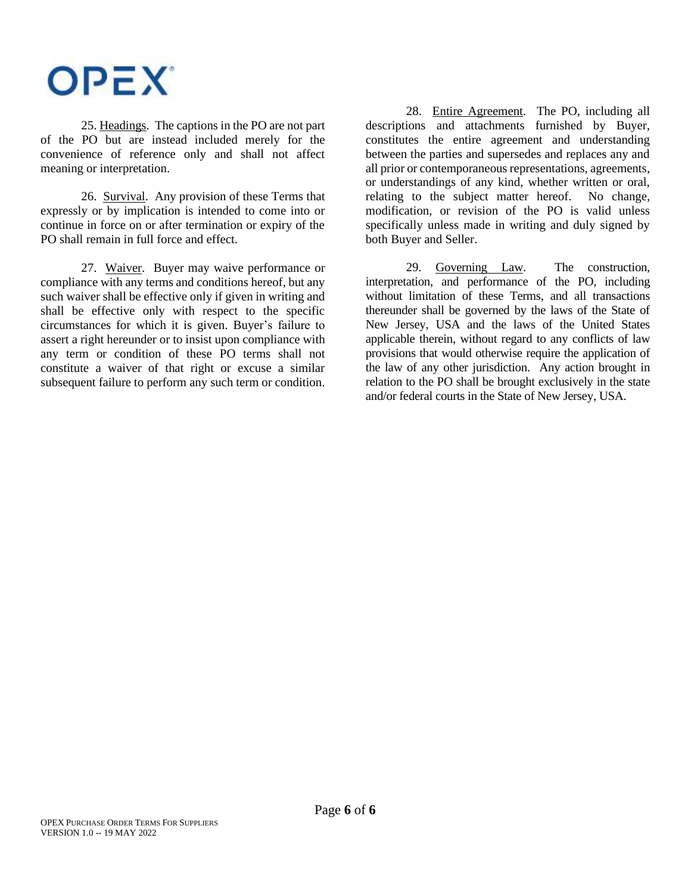25. Headings. The captions in the PO are not part of the PO but are instead included merely for the convenience of reference only and shall not affect meaning or interpretation.

26. Survival. Any provision of these Terms that expressly or by implication is intended to come into or continue in force on or after termination or expiry of the PO shall remain in full force and effect.

27. Waiver. Buyer may waive performance or compliance with any terms and conditions hereof, but any such waiver shall be effective only if given in writing and shall be effective only with respect to the specific circumstances for which it is given. Buyer's failure to assert a right hereunder or to insist upon compliance with any term or condition of these PO terms shall not constitute a waiver of that right or excuse a similar subsequent failure to perform any such term or condition.

28. Entire Agreement. The PO, including all descriptions and attachments furnished by Buyer, constitutes the entire agreement and understanding between the parties and supersedes and replaces any and all prior or contemporaneous representations, agreements, or understandings of any kind, whether written or oral, relating to the subject matter hereof. No change, modification, or revision of the PO is valid unless specifically unless made in writing and duly signed by both Buyer and Seller.

29. Governing Law. The construction, interpretation, and performance of the PO, including without limitation of these Terms, and all transactions thereunder shall be governed by the laws of the State of New Jersey, USA and the laws of the United States applicable therein, without regard to any conflicts of law provisions that would otherwise require the application of the law of any other jurisdiction. Any action brought in relation to the PO shall be brought exclusively in the state and/or federal courts in the State of New Jersey, USA.